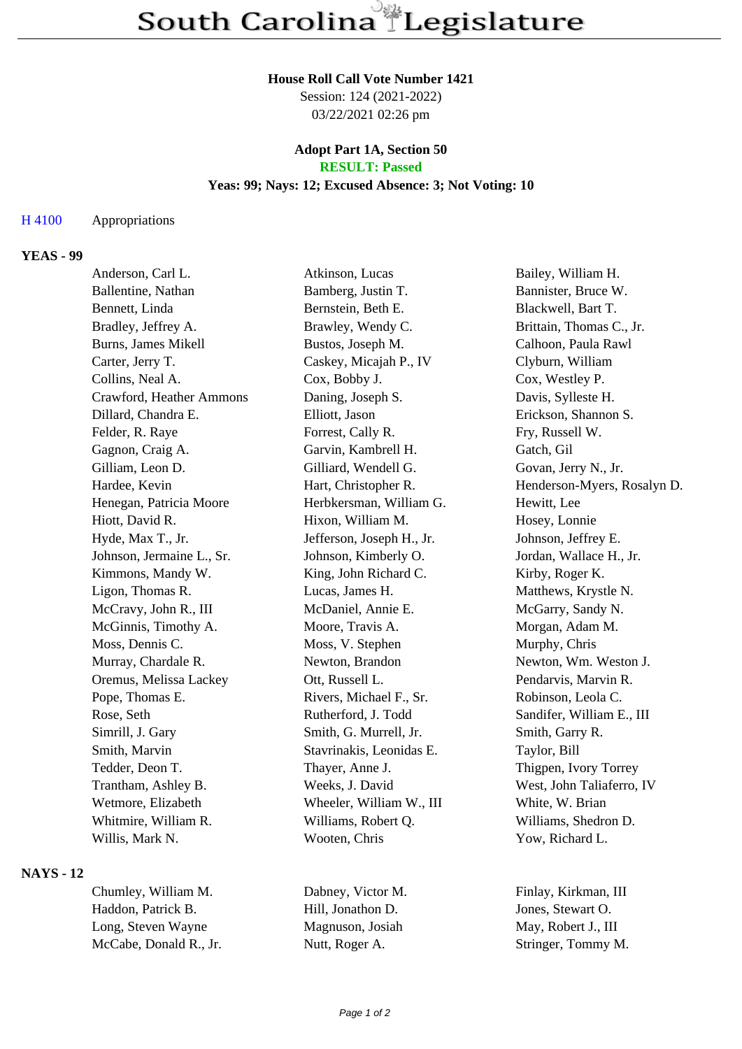# South Carolina Legislature

**House Roll Call Vote Number 1421**
Session: 124 (2021-2022)
03/22/2021 02:26 pm

**Adopt Part 1A, Section 50**
**RESULT: Passed**
**Yeas: 99; Nays: 12; Excused Absence: 3; Not Voting: 10**

H 4100 Appropriations

## YEAS - 99

| | | |
|---|---|---|
| Anderson, Carl L. | Atkinson, Lucas | Bailey, William H. |
| Ballentine, Nathan | Bamberg, Justin T. | Bannister, Bruce W. |
| Bennett, Linda | Bernstein, Beth E. | Blackwell, Bart T. |
| Bradley, Jeffrey A. | Brawley, Wendy C. | Brittain, Thomas C., Jr. |
| Burns, James Mikell | Bustos, Joseph M. | Calhoon, Paula Rawl |
| Carter, Jerry T. | Caskey, Micajah P., IV | Clyburn, William |
| Collins, Neal A. | Cox, Bobby J. | Cox, Westley P. |
| Crawford, Heather Ammons | Daning, Joseph S. | Davis, Sylleste H. |
| Dillard, Chandra E. | Elliott, Jason | Erickson, Shannon S. |
| Felder, R. Raye | Forrest, Cally R. | Fry, Russell W. |
| Gagnon, Craig A. | Garvin, Kambrell H. | Gatch, Gil |
| Gilliam, Leon D. | Gilliard, Wendell G. | Govan, Jerry N., Jr. |
| Hardee, Kevin | Hart, Christopher R. | Henderson-Myers, Rosalyn D. |
| Henegan, Patricia Moore | Herbkersman, William G. | Hewitt, Lee |
| Hiott, David R. | Hixon, William M. | Hosey, Lonnie |
| Hyde, Max T., Jr. | Jefferson, Joseph H., Jr. | Johnson, Jeffrey E. |
| Johnson, Jermaine L., Sr. | Johnson, Kimberly O. | Jordan, Wallace H., Jr. |
| Kimmons, Mandy W. | King, John Richard C. | Kirby, Roger K. |
| Ligon, Thomas R. | Lucas, James H. | Matthews, Krystle N. |
| McCravy, John R., III | McDaniel, Annie E. | McGarry, Sandy N. |
| McGinnis, Timothy A. | Moore, Travis A. | Morgan, Adam M. |
| Moss, Dennis C. | Moss, V. Stephen | Murphy, Chris |
| Murray, Chardale R. | Newton, Brandon | Newton, Wm. Weston J. |
| Oremus, Melissa Lackey | Ott, Russell L. | Pendarvis, Marvin R. |
| Pope, Thomas E. | Rivers, Michael F., Sr. | Robinson, Leola C. |
| Rose, Seth | Rutherford, J. Todd | Sandifer, William E., III |
| Simrill, J. Gary | Smith, G. Murrell, Jr. | Smith, Garry R. |
| Smith, Marvin | Stavrinakis, Leonidas E. | Taylor, Bill |
| Tedder, Deon T. | Thayer, Anne J. | Thigpen, Ivory Torrey |
| Trantham, Ashley B. | Weeks, J. David | West, John Taliaferro, IV |
| Wetmore, Elizabeth | Wheeler, William W., III | White, W. Brian |
| Whitmire, William R. | Williams, Robert Q. | Williams, Shedron D. |
| Willis, Mark N. | Wooten, Chris | Yow, Richard L. |

## NAYS - 12

| | | |
|---|---|---|
| Chumley, William M. | Dabney, Victor M. | Finlay, Kirkman, III |
| Haddon, Patrick B. | Hill, Jonathon D. | Jones, Stewart O. |
| Long, Steven Wayne | Magnuson, Josiah | May, Robert J., III |
| McCabe, Donald R., Jr. | Nutt, Roger A. | Stringer, Tommy M. |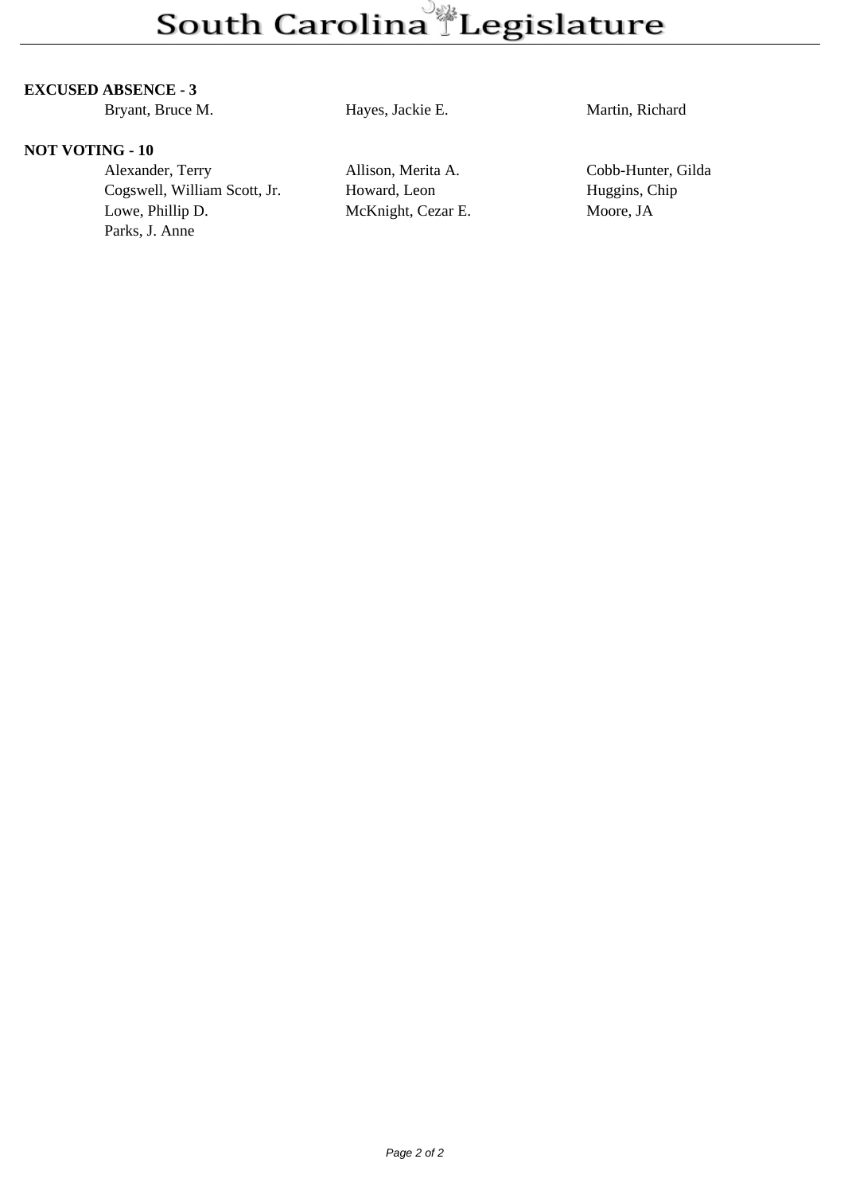**EXCUSED ABSENCE - 3**

| | | |
|---|---|---|
| Bryant, Bruce M. | Hayes, Jackie E. | Martin, Richard |

**NOT VOTING - 10**

| | | |
|---|---|---|
| Alexander, Terry | Allison, Merita A. | Cobb-Hunter, Gilda |
| Cogswell, William Scott, Jr. | Howard, Leon | Huggins, Chip |
| Lowe, Phillip D. | McKnight, Cezar E. | Moore, JA |
| Parks, J. Anne | | |